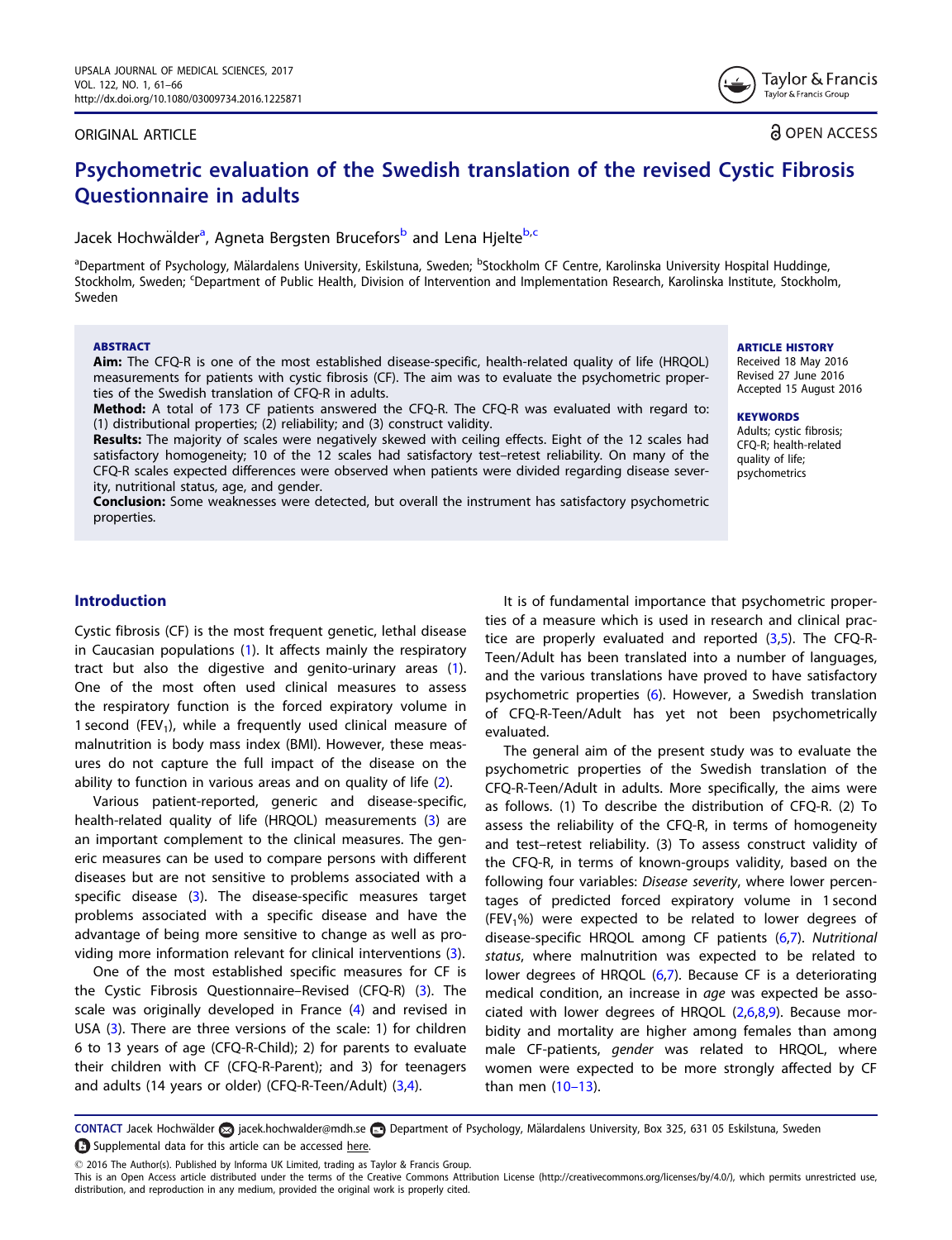ORIGINAL ARTICLE

OPEN ACCESS

# Psychometric evaluation of the Swedish translation of the revised Cystic Fibrosis Questionnaire in adults

Jacek Hochwälder[a], Agneta Bergsten Brucefors[b] and Lena Hjelte[b,c]

[a]Department of Psychology, Mälardalens University, Eskilstuna, Sweden; [b]Stockholm CF Centre, Karolinska University Hospital Huddinge, Stockholm, Sweden; [c]Department of Public Health, Division of Intervention and Implementation Research, Karolinska Institute, Stockholm, Sweden

## ABSTRACT

**Aim:** The CFQ-R is one of the most established disease-specific, health-related quality of life (HRQOL) measurements for patients with cystic fibrosis (CF). The aim was to evaluate the psychometric properties of the Swedish translation of CFQ-R in adults.

**Method:** A total of 173 CF patients answered the CFQ-R. The CFQ-R was evaluated with regard to: (1) distributional properties; (2) reliability; and (3) construct validity.

**Results:** The majority of scales were negatively skewed with ceiling effects. Eight of the 12 scales had satisfactory homogeneity; 10 of the 12 scales had satisfactory test–retest reliability. On many of the CFQ-R scales expected differences were observed when patients were divided regarding disease severity, nutritional status, age, and gender.

**Conclusion:** Some weaknesses were detected, but overall the instrument has satisfactory psychometric properties.

**ARTICLE HISTORY**
Received 18 May 2016
Revised 27 June 2016
Accepted 15 August 2016

**KEYWORDS**
Adults; cystic fibrosis; CFQ-R; health-related quality of life; psychometrics

## Introduction

Cystic fibrosis (CF) is the most frequent genetic, lethal disease in Caucasian populations (1). It affects mainly the respiratory tract but also the digestive and genito-urinary areas (1). One of the most often used clinical measures to assess the respiratory function is the forced expiratory volume in 1 second ($FEV_1$), while a frequently used clinical measure of malnutrition is body mass index (BMI). However, these measures do not capture the full impact of the disease on the ability to function in various areas and on quality of life (2).

Various patient-reported, generic and disease-specific, health-related quality of life (HRQOL) measurements (3) are an important complement to the clinical measures. The generic measures can be used to compare persons with different diseases but are not sensitive to problems associated with a specific disease (3). The disease-specific measures target problems associated with a specific disease and have the advantage of being more sensitive to change as well as providing more information relevant for clinical interventions (3).

One of the most established specific measures for CF is the Cystic Fibrosis Questionnaire–Revised (CFQ-R) (3). The scale was originally developed in France (4) and revised in USA (3). There are three versions of the scale: 1) for children 6 to 13 years of age (CFQ-R-Child); 2) for parents to evaluate their children with CF (CFQ-R-Parent); and 3) for teenagers and adults (14 years or older) (CFQ-R-Teen/Adult) (3,4).

It is of fundamental importance that psychometric properties of a measure which is used in research and clinical practice are properly evaluated and reported (3,5). The CFQ-R-Teen/Adult has been translated into a number of languages, and the various translations have proved to have satisfactory psychometric properties (6). However, a Swedish translation of CFQ-R-Teen/Adult has yet not been psychometrically evaluated.

The general aim of the present study was to evaluate the psychometric properties of the Swedish translation of the CFQ-R-Teen/Adult in adults. More specifically, the aims were as follows. (1) To describe the distribution of CFQ-R. (2) To assess the reliability of the CFQ-R, in terms of homogeneity and test–retest reliability. (3) To assess construct validity of the CFQ-R, in terms of known-groups validity, based on the following four variables: *Disease severity*, where lower percentages of predicted forced expiratory volume in 1 second ($FEV_1$%) were expected to be related to lower degrees of disease-specific HRQOL among CF patients (6,7). *Nutritional status*, where malnutrition was expected to be related to lower degrees of HRQOL (6,7). Because CF is a deteriorating medical condition, an increase in *age* was expected be associated with lower degrees of HRQOL (2,6,8,9). Because morbidity and mortality are higher among females than among male CF-patients, *gender* was related to HRQOL, where women were expected to be more strongly affected by CF than men (10–13).

CONTACT Jacek Hochwälder jacek.hochwalder@mdh.se Department of Psychology, Mälardalens University, Box 325, 631 05 Eskilstuna, Sweden
Supplemental data for this article can be accessed here.

© 2016 The Author(s). Published by Informa UK Limited, trading as Taylor & Francis Group.
This is an Open Access article distributed under the terms of the Creative Commons Attribution License (http://creativecommons.org/licenses/by/4.0/), which permits unrestricted use, distribution, and reproduction in any medium, provided the original work is properly cited.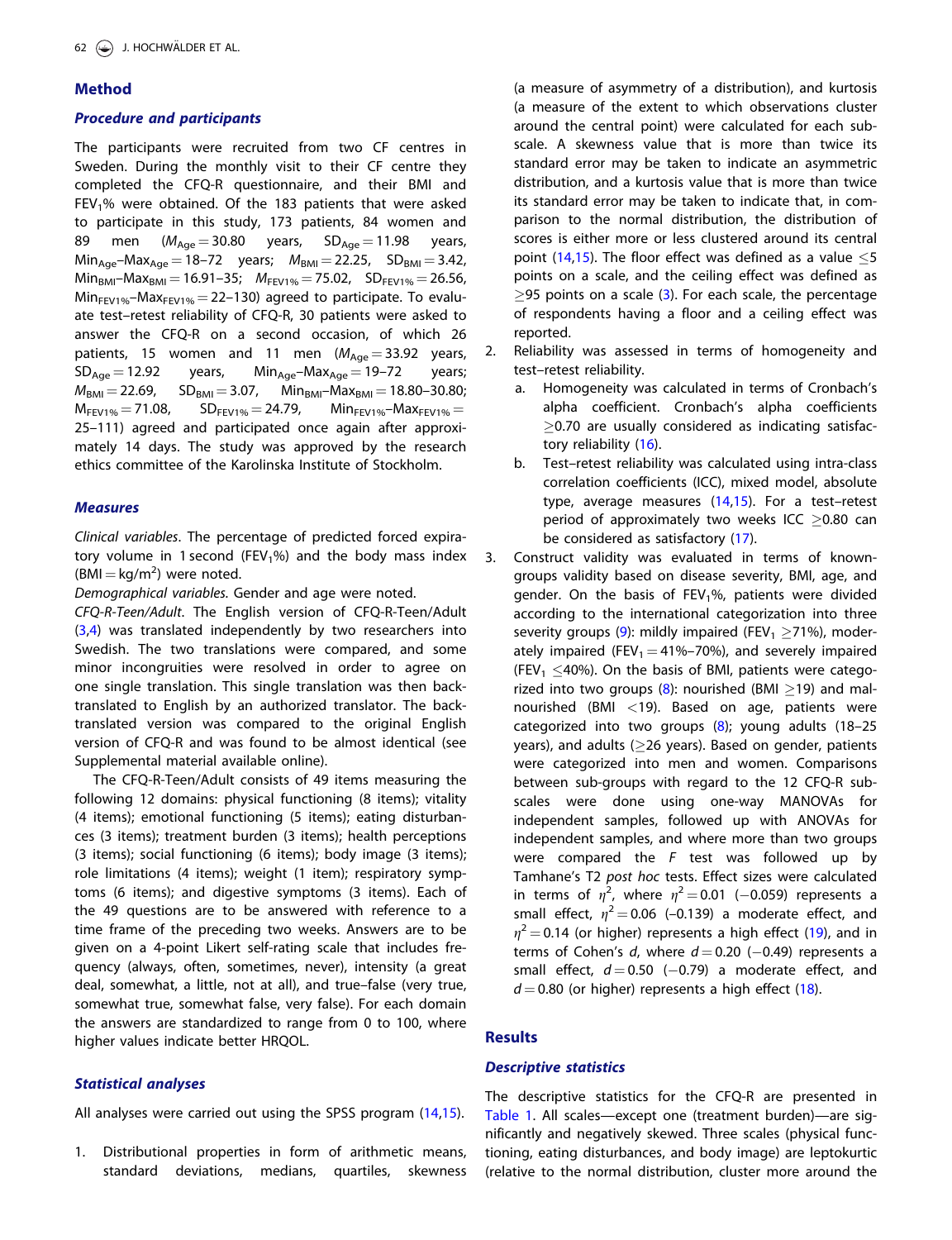## Method

### Procedure and participants

The participants were recruited from two CF centres in Sweden. During the monthly visit to their CF centre they completed the CFQ-R questionnaire, and their BMI and $FEV_1$% were obtained. Of the 183 patients that were asked to participate in this study, 173 patients, 84 women and 89 men ($M_{Age} = 30.80$ years, $SD_{Age} = 11.98$ years, $Min_{Age}$–$Max_{Age} = 18$–$72$ years; $M_{BMI} = 22.25$, $SD_{BMI} = 3.42$, $Min_{BMI}$–$Max_{BMI} = 16.91$–$35$; $M_{FEV1\%} = 75.02$, $SD_{FEV1\%} = 26.56$, $Min_{FEV1\%}$–$Max_{FEV1\%} = 22$–$130$) agreed to participate. To evaluate test–retest reliability of CFQ-R, 30 patients were asked to answer the CFQ-R on a second occasion, of which 26 patients, 15 women and 11 men ($M_{Age} = 33.92$ years, $SD_{Age} = 12.92$ years, $Min_{Age}$–$Max_{Age} = 19$–$72$ years; $M_{BMI} = 22.69$, $SD_{BMI} = 3.07$, $Min_{BMI}$–$Max_{BMI} = 18.80$–$30.80$; $M_{FEV1\%} = 71.08$, $SD_{FEV1\%} = 24.79$, $Min_{FEV1\%}$–$Max_{FEV1\%} = 25$–$111$) agreed and participated once again after approximately 14 days. The study was approved by the research ethics committee of the Karolinska Institute of Stockholm.

### Measures

*Clinical variables*. The percentage of predicted forced expiratory volume in 1 second ($FEV_1$%) and the body mass index ($BMI = kg/m^2$) were noted.

*Demographical variables.* Gender and age were noted.

*CFQ-R-Teen/Adult.* The English version of CFQ-R-Teen/Adult (3,4) was translated independently by two researchers into Swedish. The two translations were compared, and some minor incongruities were resolved in order to agree on one single translation. This single translation was then back-translated to English by an authorized translator. The back-translated version was compared to the original English version of CFQ-R and was found to be almost identical (see Supplemental material available online).

The CFQ-R-Teen/Adult consists of 49 items measuring the following 12 domains: physical functioning (8 items); vitality (4 items); emotional functioning (5 items); eating disturbances (3 items); treatment burden (3 items); health perceptions (3 items); social functioning (6 items); body image (3 items); role limitations (4 items); weight (1 item); respiratory symptoms (6 items); and digestive symptoms (3 items). Each of the 49 questions are to be answered with reference to a time frame of the preceding two weeks. Answers are to be given on a 4-point Likert self-rating scale that includes frequency (always, often, sometimes, never), intensity (a great deal, somewhat, a little, not at all), and true–false (very true, somewhat true, somewhat false, very false). For each domain the answers are standardized to range from 0 to 100, where higher values indicate better HRQOL.

### Statistical analyses

All analyses were carried out using the SPSS program (14,15).

1. Distributional properties in form of arithmetic means, standard deviations, medians, quartiles, skewness (a measure of asymmetry of a distribution), and kurtosis (a measure of the extent to which observations cluster around the central point) were calculated for each sub-scale. A skewness value that is more than twice its standard error may be taken to indicate an asymmetric distribution, and a kurtosis value that is more than twice its standard error may be taken to indicate that, in comparison to the normal distribution, the distribution of scores is either more or less clustered around its central point (14,15). The floor effect was defined as a value ≤5 points on a scale, and the ceiling effect was defined as ≥95 points on a scale (3). For each scale, the percentage of respondents having a floor and a ceiling effect was reported.
2. Reliability was assessed in terms of homogeneity and test–retest reliability.
   a. Homogeneity was calculated in terms of Cronbach's alpha coefficient. Cronbach's alpha coefficients ≥0.70 are usually considered as indicating satisfactory reliability (16).
   b. Test–retest reliability was calculated using intra-class correlation coefficients (ICC), mixed model, absolute type, average measures (14,15). For a test–retest period of approximately two weeks ICC ≥0.80 can be considered as satisfactory (17).
3. Construct validity was evaluated in terms of known-groups validity based on disease severity, BMI, age, and gender. On the basis of $FEV_1$%, patients were divided according to the international categorization into three severity groups (9): mildly impaired ($FEV_1 \geq 71\%$), moderately impaired ($FEV_1 = 41\%$–$70\%$), and severely impaired ($FEV_1 \leq 40\%$). On the basis of BMI, patients were categorized into two groups (8): nourished (BMI ≥19) and malnourished (BMI <19). Based on age, patients were categorized into two groups (8); young adults (18–25 years), and adults (≥26 years). Based on gender, patients were categorized into men and women. Comparisons between sub-groups with regard to the 12 CFQ-R sub-scales were done using one-way MANOVAs for independent samples, followed up with ANOVAs for independent samples, and where more than two groups were compared the *F* test was followed up by Tamhane's T2 *post hoc* tests. Effect sizes were calculated in terms of $\eta^2$, where $\eta^2 = 0.01$ (−0.059) represents a small effect, $\eta^2 = 0.06$ (–0.139) a moderate effect, and $\eta^2 = 0.14$ (or higher) represents a high effect (19), and in terms of Cohen's *d*, where $d = 0.20$ (−0.49) represents a small effect, $d = 0.50$ (−0.79) a moderate effect, and $d = 0.80$ (or higher) represents a high effect (18).

## Results

### Descriptive statistics

The descriptive statistics for the CFQ-R are presented in Table 1. All scales—except one (treatment burden)—are significantly and negatively skewed. Three scales (physical functioning, eating disturbances, and body image) are leptokurtic (relative to the normal distribution, cluster more around the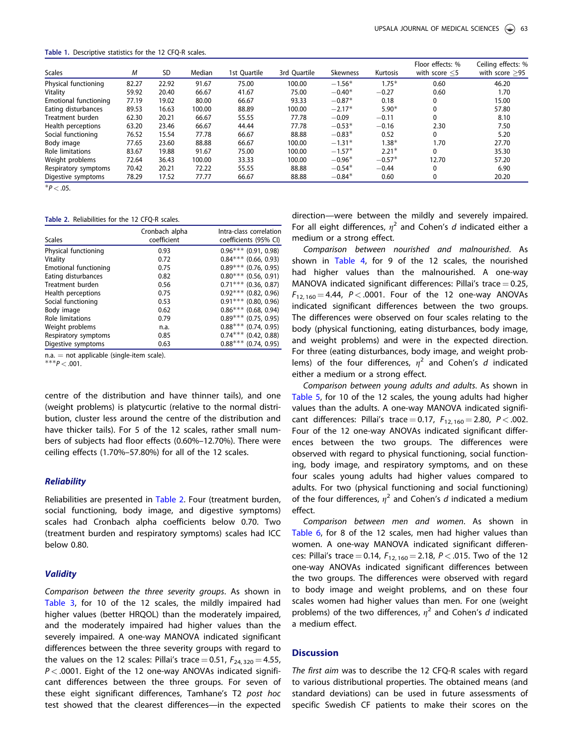**Table 1.** Descriptive statistics for the 12 CFQ-R scales.

| Scales | M | SD | Median | 1st Quartile | 3rd Quartile | Skewness | Kurtosis | Floor effects: % with score ≤5 | Ceiling effects: % with score ≥95 |
|---|---|---|---|---|---|---|---|---|---|
| Physical functioning | 82.27 | 22.92 | 91.67 | 75.00 | 100.00 | −1.56* | 1.75* | 0.60 | 46.20 |
| Vitality | 59.92 | 20.40 | 66.67 | 41.67 | 75.00 | −0.40* | −0.27 | 0.60 | 1.70 |
| Emotional functioning | 77.19 | 19.02 | 80.00 | 66.67 | 93.33 | −0.87* | 0.18 | 0 | 15.00 |
| Eating disturbances | 89.53 | 16.63 | 100.00 | 88.89 | 100.00 | −2.17* | 5.90* | 0 | 57.80 |
| Treatment burden | 62.30 | 20.21 | 66.67 | 55.55 | 77.78 | −0.09 | −0.11 | 0 | 8.10 |
| Health perceptions | 63.20 | 23.46 | 66.67 | 44.44 | 77.78 | −0.53* | −0.16 | 2.30 | 7.50 |
| Social functioning | 76.52 | 15.54 | 77.78 | 66.67 | 88.88 | −0.83* | 0.52 | 0 | 5.20 |
| Body image | 77.65 | 23.60 | 88.88 | 66.67 | 100.00 | −1.31* | 1.38* | 1.70 | 27.70 |
| Role limitations | 83.67 | 19.88 | 91.67 | 75.00 | 100.00 | −1.57* | 2.21* | 0 | 35.30 |
| Weight problems | 72.64 | 36.43 | 100.00 | 33.33 | 100.00 | −0.96* | −0.57* | 12.70 | 57.20 |
| Respiratory symptoms | 70.42 | 20.21 | 72.22 | 55.55 | 88.88 | −0.54* | −0.44 | 0 | 6.90 |
| Digestive symptoms | 78.29 | 17.52 | 77.77 | 66.67 | 88.88 | −0.84* | 0.60 | 0 | 20.20 |

*$P < .05$.

**Table 2.** Reliabilities for the 12 CFQ-R scales.

| Scales | Cronbach alpha coefficient | Intra-class correlation coefficients (95% CI) |
|---|---|---|
| Physical functioning | 0.93 | 0.96*** (0.91, 0.98) |
| Vitality | 0.72 | 0.84*** (0.66, 0.93) |
| Emotional functioning | 0.75 | 0.89*** (0.76, 0.95) |
| Eating disturbances | 0.82 | 0.80*** (0.56, 0.91) |
| Treatment burden | 0.56 | 0.71*** (0.36, 0.87) |
| Health perceptions | 0.75 | 0.92*** (0.82, 0.96) |
| Social functioning | 0.53 | 0.91*** (0.80, 0.96) |
| Body image | 0.62 | 0.86*** (0.68, 0.94) |
| Role limitations | 0.79 | 0.89*** (0.75, 0.95) |
| Weight problems | n.a. | 0.88*** (0.74, 0.95) |
| Respiratory symptoms | 0.85 | 0.74*** (0.42, 0.88) |
| Digestive symptoms | 0.63 | 0.88*** (0.74, 0.95) |

n.a. = not applicable (single-item scale).
***$P < .001$.

centre of the distribution and have thinner tails), and one (weight problems) is platycurtic (relative to the normal distribution, cluster less around the centre of the distribution and have thicker tails). For 5 of the 12 scales, rather small numbers of subjects had floor effects (0.60%–12.70%). There were ceiling effects (1.70%–57.80%) for all of the 12 scales.

### *Reliability*

Reliabilities are presented in Table 2. Four (treatment burden, social functioning, body image, and digestive symptoms) scales had Cronbach alpha coefficients below 0.70. Two (treatment burden and respiratory symptoms) scales had ICC below 0.80.

### *Validity*

*Comparison between the three severity groups*. As shown in Table 3, for 10 of the 12 scales, the mildly impaired had higher values (better HRQOL) than the moderately impaired, and the moderately impaired had higher values than the severely impaired. A one-way MANOVA indicated significant differences between the three severity groups with regard to the values on the 12 scales: Pillai's trace = 0.51, $F_{24,320} = 4.55$, $P < .0001$. Eight of the 12 one-way ANOVAs indicated significant differences between the three groups. For seven of these eight significant differences, Tamhane's T2 *post hoc* test showed that the clearest differences—in the expected direction—were between the mildly and severely impaired. For all eight differences, $\eta^2$ and Cohen's *d* indicated either a medium or a strong effect.

*Comparison between nourished and malnourished*. As shown in Table 4, for 9 of the 12 scales, the nourished had higher values than the malnourished. A one-way MANOVA indicated significant differences: Pillai's trace = 0.25, $F_{12,160} = 4.44$, $P < .0001$. Four of the 12 one-way ANOVAs indicated significant differences between the two groups. The differences were observed on four scales relating to the body (physical functioning, eating disturbances, body image, and weight problems) and were in the expected direction. For three (eating disturbances, body image, and weight problems) of the four differences, $\eta^2$ and Cohen's *d* indicated either a medium or a strong effect.

*Comparison between young adults and adults*. As shown in Table 5, for 10 of the 12 scales, the young adults had higher values than the adults. A one-way MANOVA indicated significant differences: Pillai's trace = 0.17, $F_{12,160} = 2.80$, $P < .002$. Four of the 12 one-way ANOVAs indicated significant differences between the two groups. The differences were observed with regard to physical functioning, social functioning, body image, and respiratory symptoms, and on these four scales young adults had higher values compared to adults. For two (physical functioning and social functioning) of the four differences, $\eta^2$ and Cohen's *d* indicated a medium effect.

*Comparison between men and women*. As shown in Table 6, for 8 of the 12 scales, men had higher values than women. A one-way MANOVA indicated significant differences: Pillai's trace = 0.14, $F_{12,160} = 2.18$, $P < .015$. Two of the 12 one-way ANOVAs indicated significant differences between the two groups. The differences were observed with regard to body image and weight problems, and on these four scales women had higher values than men. For one (weight problems) of the two differences, $\eta^2$ and Cohen's *d* indicated a medium effect.

## Discussion

*The first aim* was to describe the 12 CFQ-R scales with regard to various distributional properties. The obtained means (and standard deviations) can be used in future assessments of specific Swedish CF patients to make their scores on the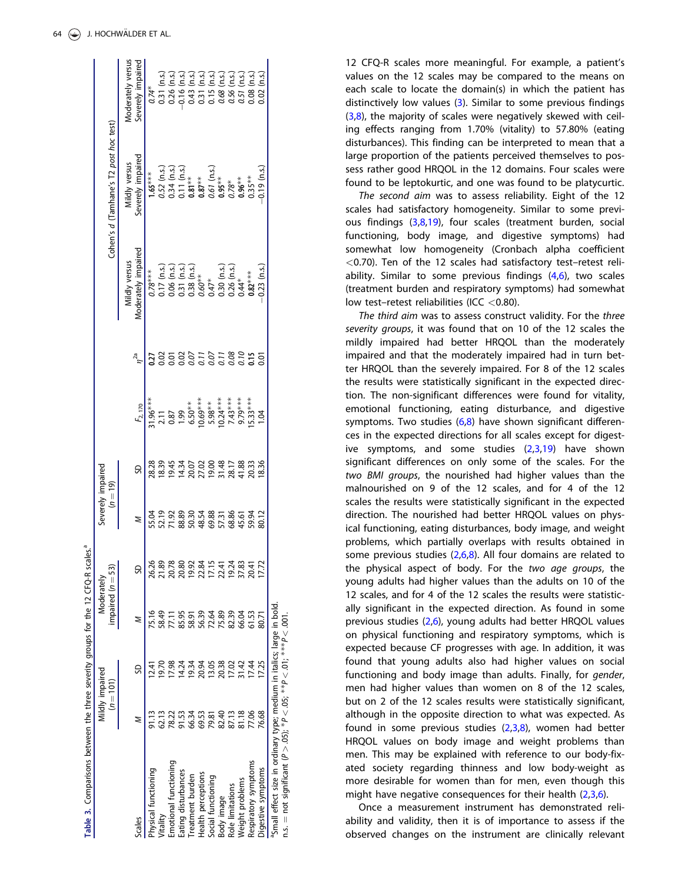**Table 3.** Comparisons between the three severity groups for the 12 CFQ-R scales.[a]

| Scales | Mildly impaired ($n = 101$) | | Moderately impaired ($n = 53$) | | Severely impaired ($n = 19$) | | | | Cohen's *d* (Tamhane's T2 *post hoc* test) | | |
|---|---|---|---|---|---|---|---|---|---|---|---|
| | *M* | SD | *M* | SD | *M* | SD | $F_{2, 170}$ | $\eta^{2a}$ | Mildly versus Moderately impaired | Mildly versus Severely impaired | Moderately versus Severely impaired |
| Physical functioning | 91.13 | 12.41 | 75.16 | 26.26 | 55.04 | 28.28 | 31.96*** | **0.27** | *0.78**** | **1.65***** | *0.74** |
| Vitality | 62.13 | 19.70 | 58.49 | 21.89 | 52.19 | 18.39 | 2.11 | 0.02 | 0.17 (n.s.) | *0.52* (n.s.) | 0.31 (n.s.) |
| Emotional functioning | 78.22 | 17.98 | 77.11 | 20.78 | 71.92 | 19.45 | 0.87 | 0.01 | 0.06 (n.s.) | 0.34 (n.s.) | 0.26 (n.s.) |
| Eating disturbances | 91.53 | 14.24 | 85.95 | 20.80 | 88.89 | 14.34 | 1.99 | 0.02 | 0.31 (n.s.) | 0.11 (n.s.) | −0.16 (n.s.) |
| Treatment burden | 66.34 | 19.34 | 58.91 | 19.92 | 50.30 | 20.07 | 6.50** | *0.07* | 0.38 (n.s.) | **0.81**** | 0.43 (n.s.) |
| Health perceptions | 69.53 | 20.94 | 56.39 | 22.84 | 48.54 | 27.02 | 10.69*** | *0.11* | *0.60**** | **0.87**** | 0.31 (n.s.) |
| Social functioning | 79.81 | 13.05 | 72.64 | 17.15 | 69.88 | 19.00 | 5.98** | *0.07* | 0.47* | *0.61* (n.s.) | 0.15 (n.s.) |
| Body image | 82.40 | 20.38 | 75.89 | 22.41 | 57.31 | 31.48 | 10.24*** | *0.11* | 0.30 (n.s.) | **0.95**** | *0.68* (n.s.) |
| Role limitations | 87.13 | 17.02 | 82.39 | 19.24 | 68.86 | 28.17 | 7.43*** | *0.08* | 0.26 (n.s.) | *0.78** | *0.56* (n.s.) |
| Weight problems | 81.18 | 31.42 | 66.04 | 37.83 | 45.61 | 41.88 | 9.79*** | *0.10* | 0.44* | **0.96**** | *0.51* (n.s.) |
| Respiratory symptoms | 77.06 | 17.44 | 61.53 | 20.41 | 59.94 | 20.33 | 15.33*** | **0.15** | **0.82***** | 0.35** | 0.08 (n.s.) |
| Digestive symptoms | 76.68 | 17.25 | 80.71 | 17.72 | 80.12 | 18.36 | 1.04 | 0.01 | −0.23 (n.s.) | −0.19 (n.s.) | 0.02 (n.s.) |

[a]Small effect size in ordinary type; medium in italics; large in bold.
n.s. = not significant ($P > .05$); *$P < .05$; **$P < .01$; ***$P < .001$.

12 CFQ-R scales more meaningful. For example, a patient's values on the 12 scales may be compared to the means on each scale to locate the domain(s) in which the patient has distinctively low values (3). Similar to some previous findings (3,8), the majority of scales were negatively skewed with ceiling effects ranging from 1.70% (vitality) to 57.80% (eating disturbances). This finding can be interpreted to mean that a large proportion of the patients perceived themselves to possess rather good HRQOL in the 12 domains. Four scales were found to be leptokurtic, and one was found to be platycurtic.

*The second aim* was to assess reliability. Eight of the 12 scales had satisfactory homogeneity. Similar to some previous findings (3,8,19), four scales (treatment burden, social functioning, body image, and digestive symptoms) had somewhat low homogeneity (Cronbach alpha coefficient <0.70). Ten of the 12 scales had satisfactory test–retest reliability. Similar to some previous findings (4,6), two scales (treatment burden and respiratory symptoms) had somewhat low test–retest reliabilities (ICC <0.80).

*The third aim* was to assess construct validity. For the *three severity groups*, it was found that on 10 of the 12 scales the mildly impaired had better HRQOL than the moderately impaired and that the moderately impaired had in turn better HRQOL than the severely impaired. For 8 of the 12 scales the results were statistically significant in the expected direction. The non-significant differences were found for vitality, emotional functioning, eating disturbance, and digestive symptoms. Two studies (6,8) have shown significant differences in the expected directions for all scales except for digestive symptoms, and some studies (2,3,19) have shown significant differences on only some of the scales. For the *two BMI groups*, the nourished had higher values than the malnourished on 9 of the 12 scales, and for 4 of the 12 scales the results were statistically significant in the expected direction. The nourished had better HRQOL values on physical functioning, eating disturbances, body image, and weight problems, which partially overlaps with results obtained in some previous studies (2,6,8). All four domains are related to the physical aspect of body. For the *two age groups*, the young adults had higher values than the adults on 10 of the 12 scales, and for 4 of the 12 scales the results were statistically significant in the expected direction. As found in some previous studies (2,6), young adults had better HRQOL values on physical functioning and respiratory symptoms, which is expected because CF progresses with age. In addition, it was found that young adults also had higher values on social functioning and body image than adults. Finally, for *gender*, men had higher values than women on 8 of the 12 scales, but on 2 of the 12 scales results were statistically significant, although in the opposite direction to what was expected. As found in some previous studies (2,3,8), women had better HRQOL values on body image and weight problems than men. This may be explained with reference to our body-fixated society regarding thinness and low body-weight as more desirable for women than for men, even though this might have negative consequences for their health (2,3,6).

Once a measurement instrument has demonstrated reliability and validity, then it is of importance to assess if the observed changes on the instrument are clinically relevant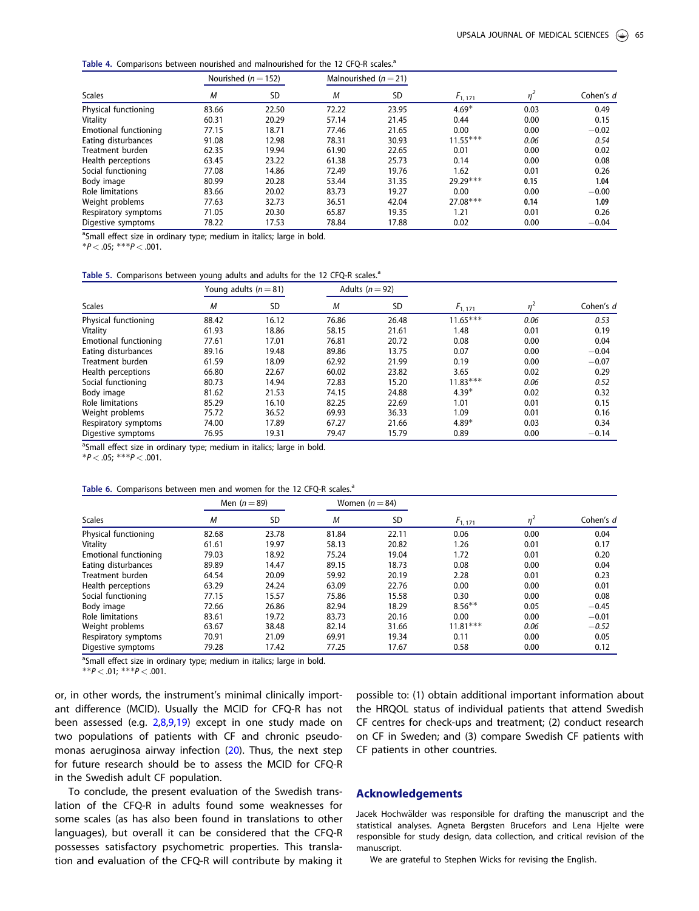**Table 4.** Comparisons between nourished and malnourished for the 12 CFQ-R scales.[a]

| Scales | Nourished ($n = 152$) | | Malnourished ($n = 21$) | | | | |
|---|---|---|---|---|---|---|---|
| | $M$ | SD | $M$ | SD | $F_{1,171}$ | $\eta^2$ | Cohen's $d$ |
| Physical functioning | 83.66 | 22.50 | 72.22 | 23.95 | 4.69* | 0.03 | 0.49 |
| Vitality | 60.31 | 20.29 | 57.14 | 21.45 | 0.44 | 0.00 | 0.15 |
| Emotional functioning | 77.15 | 18.71 | 77.46 | 21.65 | 0.00 | 0.00 | −0.02 |
| Eating disturbances | 91.08 | 12.98 | 78.31 | 30.93 | 11.55*** | *0.06* | *0.54* |
| Treatment burden | 62.35 | 19.94 | 61.90 | 22.65 | 0.01 | 0.00 | 0.02 |
| Health perceptions | 63.45 | 23.22 | 61.38 | 25.73 | 0.14 | 0.00 | 0.08 |
| Social functioning | 77.08 | 14.86 | 72.49 | 19.76 | 1.62 | 0.01 | 0.26 |
| Body image | 80.99 | 20.28 | 53.44 | 31.35 | 29.29*** | **0.15** | **1.04** |
| Role limitations | 83.66 | 20.02 | 83.73 | 19.27 | 0.00 | 0.00 | −0.00 |
| Weight problems | 77.63 | 32.73 | 36.51 | 42.04 | 27.08*** | **0.14** | **1.09** |
| Respiratory symptoms | 71.05 | 20.30 | 65.87 | 19.35 | 1.21 | 0.01 | 0.26 |
| Digestive symptoms | 78.22 | 17.53 | 78.84 | 17.88 | 0.02 | 0.00 | −0.04 |

[a]Small effect size in ordinary type; medium in italics; large in bold.
*$P < .05$; ***$P < .001$.

**Table 5.** Comparisons between young adults and adults for the 12 CFQ-R scales.[a]

| Scales | Young adults ($n = 81$) | | Adults ($n = 92$) | | | | |
|---|---|---|---|---|---|---|---|
| | $M$ | SD | $M$ | SD | $F_{1,171}$ | $\eta^2$ | Cohen's $d$ |
| Physical functioning | 88.42 | 16.12 | 76.86 | 26.48 | 11.65*** | *0.06* | *0.53* |
| Vitality | 61.93 | 18.86 | 58.15 | 21.61 | 1.48 | 0.01 | 0.19 |
| Emotional functioning | 77.61 | 17.01 | 76.81 | 20.72 | 0.08 | 0.00 | 0.04 |
| Eating disturbances | 89.16 | 19.48 | 89.86 | 13.75 | 0.07 | 0.00 | −0.04 |
| Treatment burden | 61.59 | 18.09 | 62.92 | 21.99 | 0.19 | 0.00 | −0.07 |
| Health perceptions | 66.80 | 22.67 | 60.02 | 23.82 | 3.65 | 0.02 | 0.29 |
| Social functioning | 80.73 | 14.94 | 72.83 | 15.20 | 11.83*** | *0.06* | *0.52* |
| Body image | 81.62 | 21.53 | 74.15 | 24.88 | 4.39* | 0.02 | 0.32 |
| Role limitations | 85.29 | 16.10 | 82.25 | 22.69 | 1.01 | 0.01 | 0.15 |
| Weight problems | 75.72 | 36.52 | 69.93 | 36.33 | 1.09 | 0.01 | 0.16 |
| Respiratory symptoms | 74.00 | 17.89 | 67.27 | 21.66 | 4.89* | 0.03 | 0.34 |
| Digestive symptoms | 76.95 | 19.31 | 79.47 | 15.79 | 0.89 | 0.00 | −0.14 |

[a]Small effect size in ordinary type; medium in italics; large in bold.
*$P < .05$; ***$P < .001$.

**Table 6.** Comparisons between men and women for the 12 CFQ-R scales.[a]

| Scales | Men ($n = 89$) | | Women ($n = 84$) | | | | |
|---|---|---|---|---|---|---|---|
| | $M$ | SD | $M$ | SD | $F_{1,171}$ | $\eta^2$ | Cohen's $d$ |
| Physical functioning | 82.68 | 23.78 | 81.84 | 22.11 | 0.06 | 0.00 | 0.04 |
| Vitality | 61.61 | 19.97 | 58.13 | 20.82 | 1.26 | 0.01 | 0.17 |
| Emotional functioning | 79.03 | 18.92 | 75.24 | 19.04 | 1.72 | 0.01 | 0.20 |
| Eating disturbances | 89.89 | 14.47 | 89.15 | 18.73 | 0.08 | 0.00 | 0.04 |
| Treatment burden | 64.54 | 20.09 | 59.92 | 20.19 | 2.28 | 0.01 | 0.23 |
| Health perceptions | 63.29 | 24.24 | 63.09 | 22.76 | 0.00 | 0.00 | 0.01 |
| Social functioning | 77.15 | 15.57 | 75.86 | 15.58 | 0.30 | 0.00 | 0.08 |
| Body image | 72.66 | 26.86 | 82.94 | 18.29 | 8.56** | 0.05 | −0.45 |
| Role limitations | 83.61 | 19.72 | 83.73 | 20.16 | 0.00 | 0.00 | −0.01 |
| Weight problems | 63.67 | 38.48 | 82.14 | 31.66 | 11.81*** | *0.06* | *−0.52* |
| Respiratory symptoms | 70.91 | 21.09 | 69.91 | 19.34 | 0.11 | 0.00 | 0.05 |
| Digestive symptoms | 79.28 | 17.42 | 77.25 | 17.67 | 0.58 | 0.00 | 0.12 |

[a]Small effect size in ordinary type; medium in italics; large in bold.
**$P < .01$; ***$P < .001$.

or, in other words, the instrument's minimal clinically important difference (MCID). Usually the MCID for CFQ-R has not been assessed (e.g. 2,8,9,19) except in one study made on two populations of patients with CF and chronic pseudomonas aeruginosa airway infection (20). Thus, the next step for future research should be to assess the MCID for CFQ-R in the Swedish adult CF population.

To conclude, the present evaluation of the Swedish translation of the CFQ-R in adults found some weaknesses for some scales (as has also been found in translations to other languages), but overall it can be considered that the CFQ-R possesses satisfactory psychometric properties. This translation and evaluation of the CFQ-R will contribute by making it possible to: (1) obtain additional important information about the HRQOL status of individual patients that attend Swedish CF centres for check-ups and treatment; (2) conduct research on CF in Sweden; and (3) compare Swedish CF patients with CF patients in other countries.

## Acknowledgements

Jacek Hochwälder was responsible for drafting the manuscript and the statistical analyses. Agneta Bergsten Brucefors and Lena Hjelte were responsible for study design, data collection, and critical revision of the manuscript.

We are grateful to Stephen Wicks for revising the English.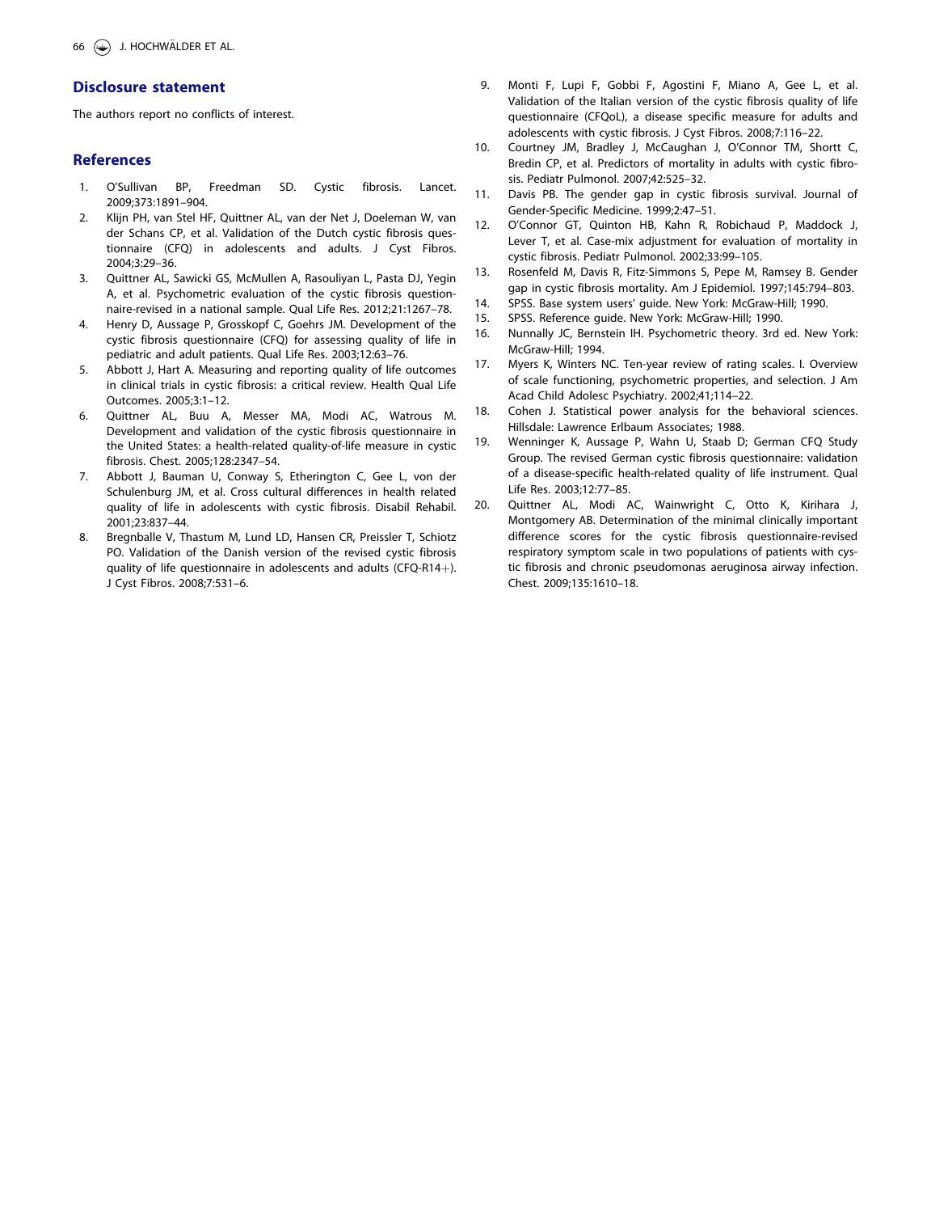## Disclosure statement

The authors report no conflicts of interest.

## References

1. O'Sullivan BP, Freedman SD. Cystic fibrosis. Lancet. 2009;373:1891–904.
2. Klijn PH, van Stel HF, Quittner AL, van der Net J, Doeleman W, van der Schans CP, et al. Validation of the Dutch cystic fibrosis questionnaire (CFQ) in adolescents and adults. J Cyst Fibros. 2004;3:29–36.
3. Quittner AL, Sawicki GS, McMullen A, Rasouliyan L, Pasta DJ, Yegin A, et al. Psychometric evaluation of the cystic fibrosis questionnaire-revised in a national sample. Qual Life Res. 2012;21:1267–78.
4. Henry D, Aussage P, Grosskopf C, Goehrs JM. Development of the cystic fibrosis questionnaire (CFQ) for assessing quality of life in pediatric and adult patients. Qual Life Res. 2003;12:63–76.
5. Abbott J, Hart A. Measuring and reporting quality of life outcomes in clinical trials in cystic fibrosis: a critical review. Health Qual Life Outcomes. 2005;3:1–12.
6. Quittner AL, Buu A, Messer MA, Modi AC, Watrous M. Development and validation of the cystic fibrosis questionnaire in the United States: a health-related quality-of-life measure in cystic fibrosis. Chest. 2005;128:2347–54.
7. Abbott J, Bauman U, Conway S, Etherington C, Gee L, von der Schulenburg JM, et al. Cross cultural differences in health related quality of life in adolescents with cystic fibrosis. Disabil Rehabil. 2001;23:837–44.
8. Bregnballe V, Thastum M, Lund LD, Hansen CR, Preissler T, Schiotz PO. Validation of the Danish version of the revised cystic fibrosis quality of life questionnaire in adolescents and adults (CFQ-R14+). J Cyst Fibros. 2008;7:531–6.
9. Monti F, Lupi F, Gobbi F, Agostini F, Miano A, Gee L, et al. Validation of the Italian version of the cystic fibrosis quality of life questionnaire (CFQoL), a disease specific measure for adults and adolescents with cystic fibrosis. J Cyst Fibros. 2008;7:116–22.
10. Courtney JM, Bradley J, McCaughan J, O'Connor TM, Shortt C, Bredin CP, et al. Predictors of mortality in adults with cystic fibrosis. Pediatr Pulmonol. 2007;42:525–32.
11. Davis PB. The gender gap in cystic fibrosis survival. Journal of Gender-Specific Medicine. 1999;2:47–51.
12. O'Connor GT, Quinton HB, Kahn R, Robichaud P, Maddock J, Lever T, et al. Case-mix adjustment for evaluation of mortality in cystic fibrosis. Pediatr Pulmonol. 2002;33:99–105.
13. Rosenfeld M, Davis R, Fitz-Simmons S, Pepe M, Ramsey B. Gender gap in cystic fibrosis mortality. Am J Epidemiol. 1997;145:794–803.
14. SPSS. Base system users' guide. New York: McGraw-Hill; 1990.
15. SPSS. Reference guide. New York: McGraw-Hill; 1990.
16. Nunnally JC, Bernstein IH. Psychometric theory. 3rd ed. New York: McGraw-Hill; 1994.
17. Myers K, Winters NC. Ten-year review of rating scales. I. Overview of scale functioning, psychometric properties, and selection. J Am Acad Child Adolesc Psychiatry. 2002;41;114–22.
18. Cohen J. Statistical power analysis for the behavioral sciences. Hillsdale: Lawrence Erlbaum Associates; 1988.
19. Wenninger K, Aussage P, Wahn U, Staab D; German CFQ Study Group. The revised German cystic fibrosis questionnaire: validation of a disease-specific health-related quality of life instrument. Qual Life Res. 2003;12:77–85.
20. Quittner AL, Modi AC, Wainwright C, Otto K, Kirihara J, Montgomery AB. Determination of the minimal clinically important difference scores for the cystic fibrosis questionnaire-revised respiratory symptom scale in two populations of patients with cystic fibrosis and chronic pseudomonas aeruginosa airway infection. Chest. 2009;135:1610–18.